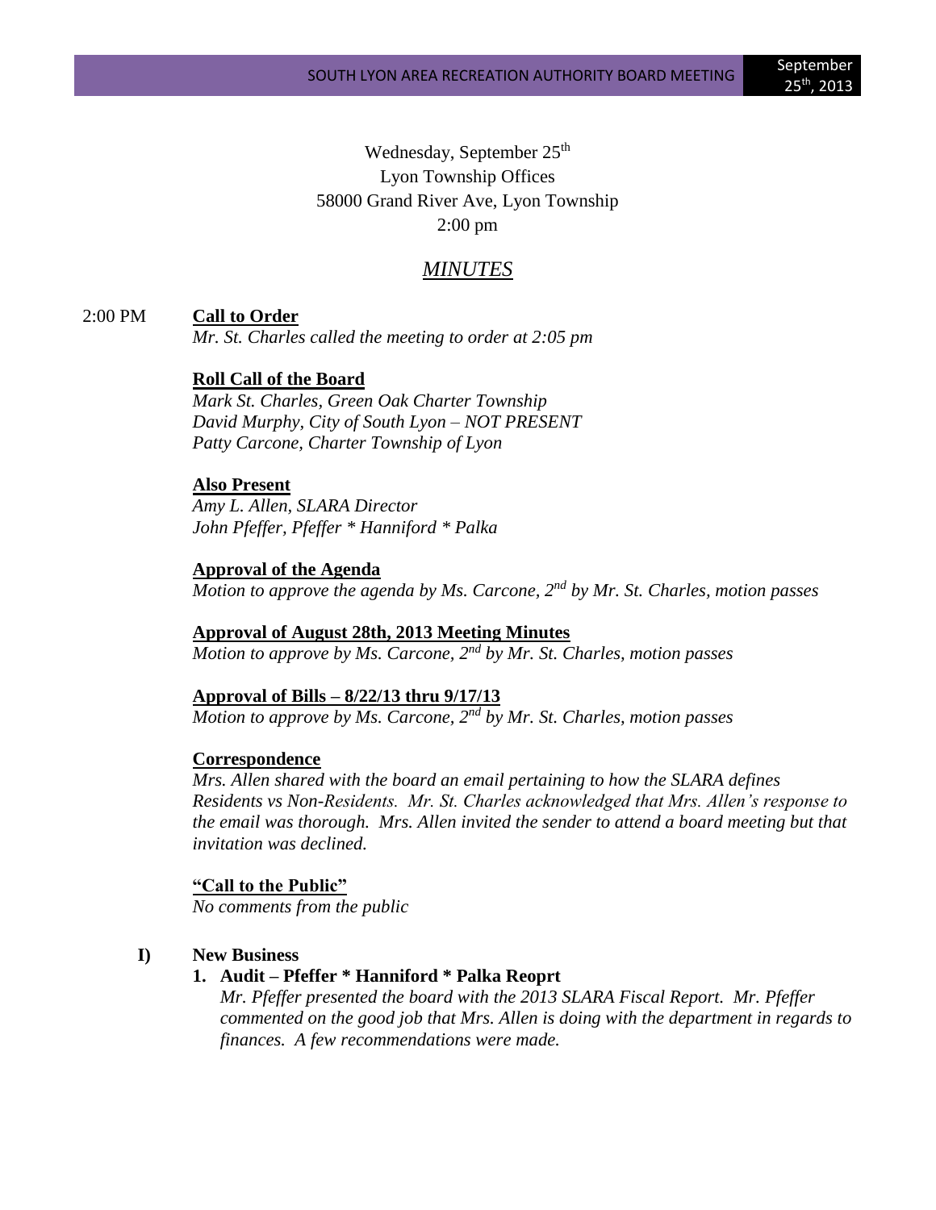Wednesday, September 25th
Lyon Township Offices
58000 Grand River Ave, Lyon Township
2:00 pm

# *MINUTES*

2:00 PM **Call to Order**

*Mr. St. Charles called the meeting to order at 2:05 pm*

**Roll Call of the Board**

*Mark St. Charles, Green Oak Charter Township*
*David Murphy, City of South Lyon – NOT PRESENT*
*Patty Carcone, Charter Township of Lyon*

**Also Present**

*Amy L. Allen, SLARA Director*
*John Pfeffer, Pfeffer * Hanniford * Palka*

**Approval of the Agenda**

*Motion to approve the agenda by Ms. Carcone, 2nd by Mr. St. Charles, motion passes*

**Approval of August 28th, 2013 Meeting Minutes**

*Motion to approve by Ms. Carcone, 2nd by Mr. St. Charles, motion passes*

**Approval of Bills – 8/22/13 thru 9/17/13**

*Motion to approve by Ms. Carcone, 2nd by Mr. St. Charles, motion passes*

**Correspondence**

*Mrs. Allen shared with the board an email pertaining to how the SLARA defines Residents vs Non-Residents. Mr. St. Charles acknowledged that Mrs. Allen's response to the email was thorough. Mrs. Allen invited the sender to attend a board meeting but that invitation was declined.*

**"Call to the Public"**

*No comments from the public*

**I) New Business**

1. **Audit – Pfeffer * Hanniford * Palka Reoprt**

   *Mr. Pfeffer presented the board with the 2013 SLARA Fiscal Report. Mr. Pfeffer commented on the good job that Mrs. Allen is doing with the department in regards to finances. A few recommendations were made.*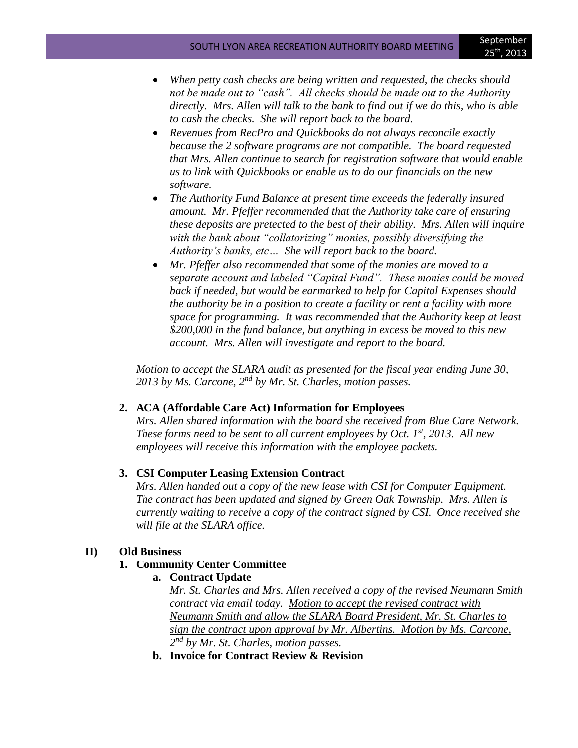- *When petty cash checks are being written and requested, the checks should not be made out to "cash". All checks should be made out to the Authority directly. Mrs. Allen will talk to the bank to find out if we do this, who is able to cash the checks. She will report back to the board.*
- *Revenues from RecPro and Quickbooks do not always reconcile exactly because the 2 software programs are not compatible. The board requested that Mrs. Allen continue to search for registration software that would enable us to link with Quickbooks or enable us to do our financials on the new software.*
- *The Authority Fund Balance at present time exceeds the federally insured amount. Mr. Pfeffer recommended that the Authority take care of ensuring these deposits are pretected to the best of their ability. Mrs. Allen will inquire with the bank about "collatorizing" monies, possibly diversifying the Authority's banks, etc… She will report back to the board.*
- *Mr. Pfeffer also recommended that some of the monies are moved to a separate account and labeled "Capital Fund". These monies could be moved back if needed, but would be earmarked to help for Capital Expenses should the authority be in a position to create a facility or rent a facility with more space for programming. It was recommended that the Authority keep at least $200,000 in the fund balance, but anything in excess be moved to this new account. Mrs. Allen will investigate and report to the board.*

*Motion to accept the SLARA audit as presented for the fiscal year ending June 30, 2013 by Ms. Carcone, 2nd by Mr. St. Charles, motion passes.*

**2. ACA (Affordable Care Act) Information for Employees**

*Mrs. Allen shared information with the board she received from Blue Care Network. These forms need to be sent to all current employees by Oct. 1st, 2013. All new employees will receive this information with the employee packets.*

**3. CSI Computer Leasing Extension Contract**

*Mrs. Allen handed out a copy of the new lease with CSI for Computer Equipment. The contract has been updated and signed by Green Oak Township. Mrs. Allen is currently waiting to receive a copy of the contract signed by CSI. Once received she will file at the SLARA office.*

## II) Old Business

**1. Community Center Committee**

**a. Contract Update**

*Mr. St. Charles and Mrs. Allen received a copy of the revised Neumann Smith contract via email today. Motion to accept the revised contract with Neumann Smith and allow the SLARA Board President, Mr. St. Charles to sign the contract upon approval by Mr. Albertins. Motion by Ms. Carcone, 2nd by Mr. St. Charles, motion passes.*

**b. Invoice for Contract Review & Revision**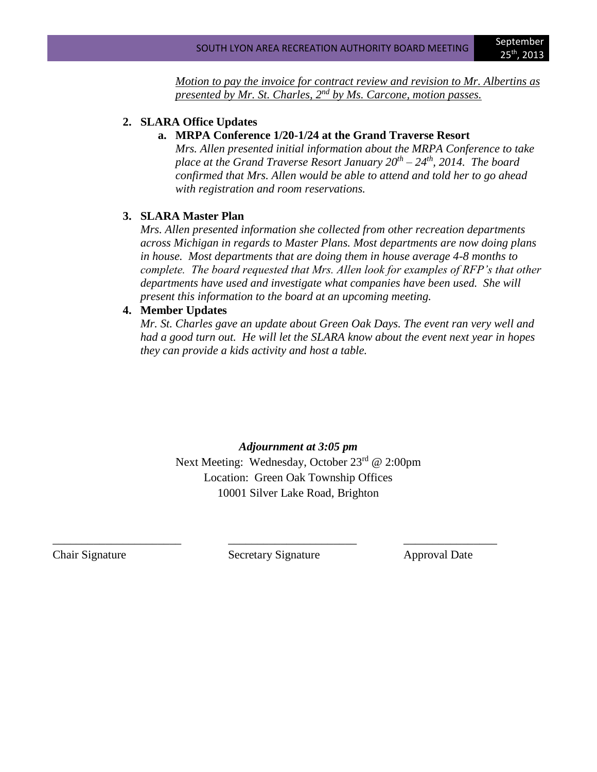*Motion to pay the invoice for contract review and revision to Mr. Albertins as presented by Mr. St. Charles, 2nd by Ms. Carcone, motion passes.*

2. **SLARA Office Updates**
   a. **MRPA Conference 1/20-1/24 at the Grand Traverse Resort**
   *Mrs. Allen presented initial information about the MRPA Conference to take place at the Grand Traverse Resort January 20th – 24th, 2014. The board confirmed that Mrs. Allen would be able to attend and told her to go ahead with registration and room reservations.*

3. **SLARA Master Plan**
   *Mrs. Allen presented information she collected from other recreation departments across Michigan in regards to Master Plans. Most departments are now doing plans in house. Most departments that are doing them in house average 4-8 months to complete. The board requested that Mrs. Allen look for examples of RFP's that other departments have used and investigate what companies have been used. She will present this information to the board at an upcoming meeting.*

4. **Member Updates**
   *Mr. St. Charles gave an update about Green Oak Days. The event ran very well and had a good turn out. He will let the SLARA know about the event next year in hopes they can provide a kids activity and host a table.*

***Adjournment at 3:05 pm***

Next Meeting: Wednesday, October 23rd @ 2:00pm
Location: Green Oak Township Offices
10001 Silver Lake Road, Brighton

______________________ ______________________ ________________

Chair Signature Secretary Signature Approval Date